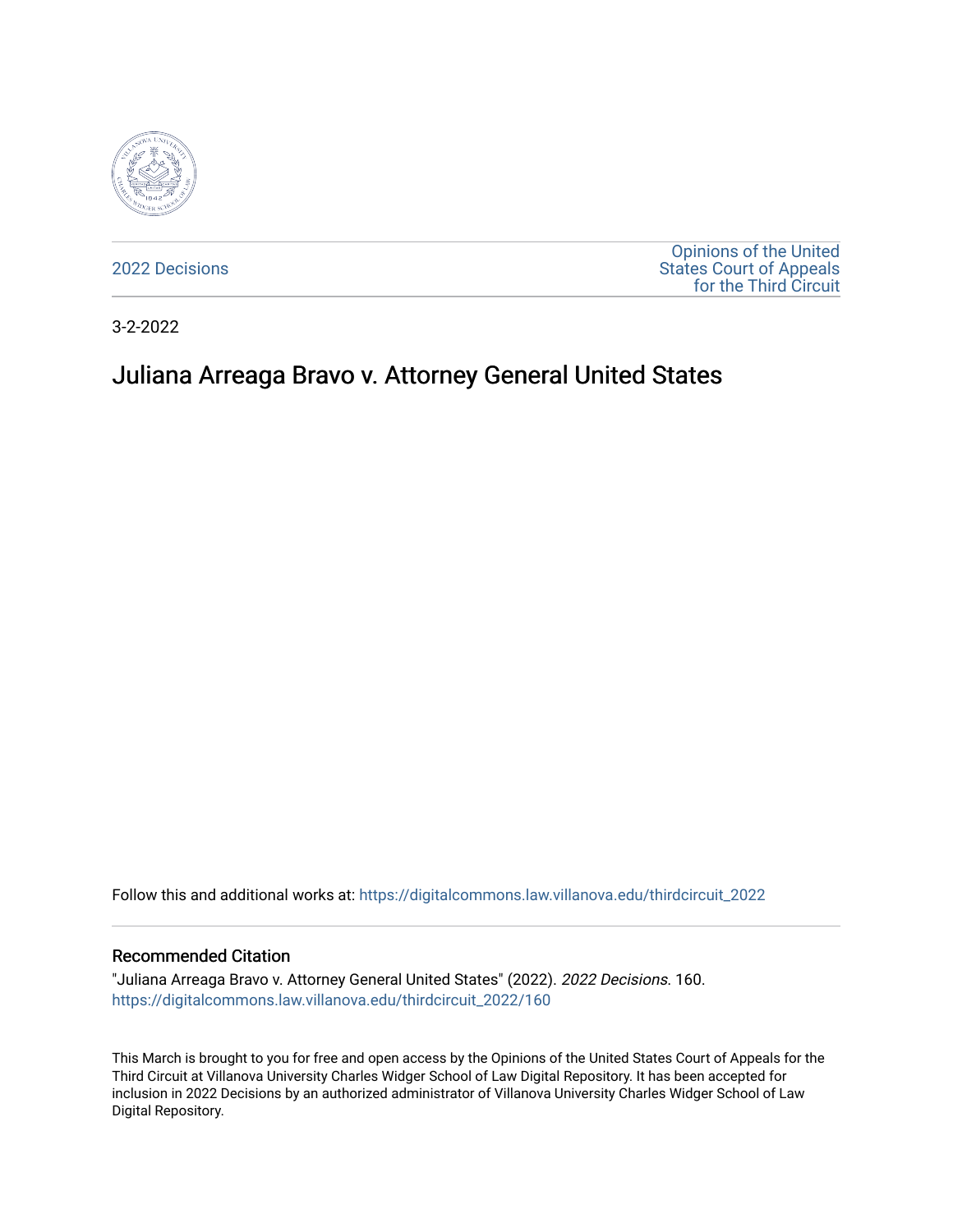2022 Decisions

Opinions of the United States Court of Appeals for the Third Circuit

3-2-2022

# Juliana Arreaga Bravo v. Attorney General United States

Follow this and additional works at: https://digitalcommons.law.villanova.edu/thirdcircuit_2022

## Recommended Citation

"Juliana Arreaga Bravo v. Attorney General United States" (2022). *2022 Decisions*. 160.
https://digitalcommons.law.villanova.edu/thirdcircuit_2022/160

This March is brought to you for free and open access by the Opinions of the United States Court of Appeals for the Third Circuit at Villanova University Charles Widger School of Law Digital Repository. It has been accepted for inclusion in 2022 Decisions by an authorized administrator of Villanova University Charles Widger School of Law Digital Repository.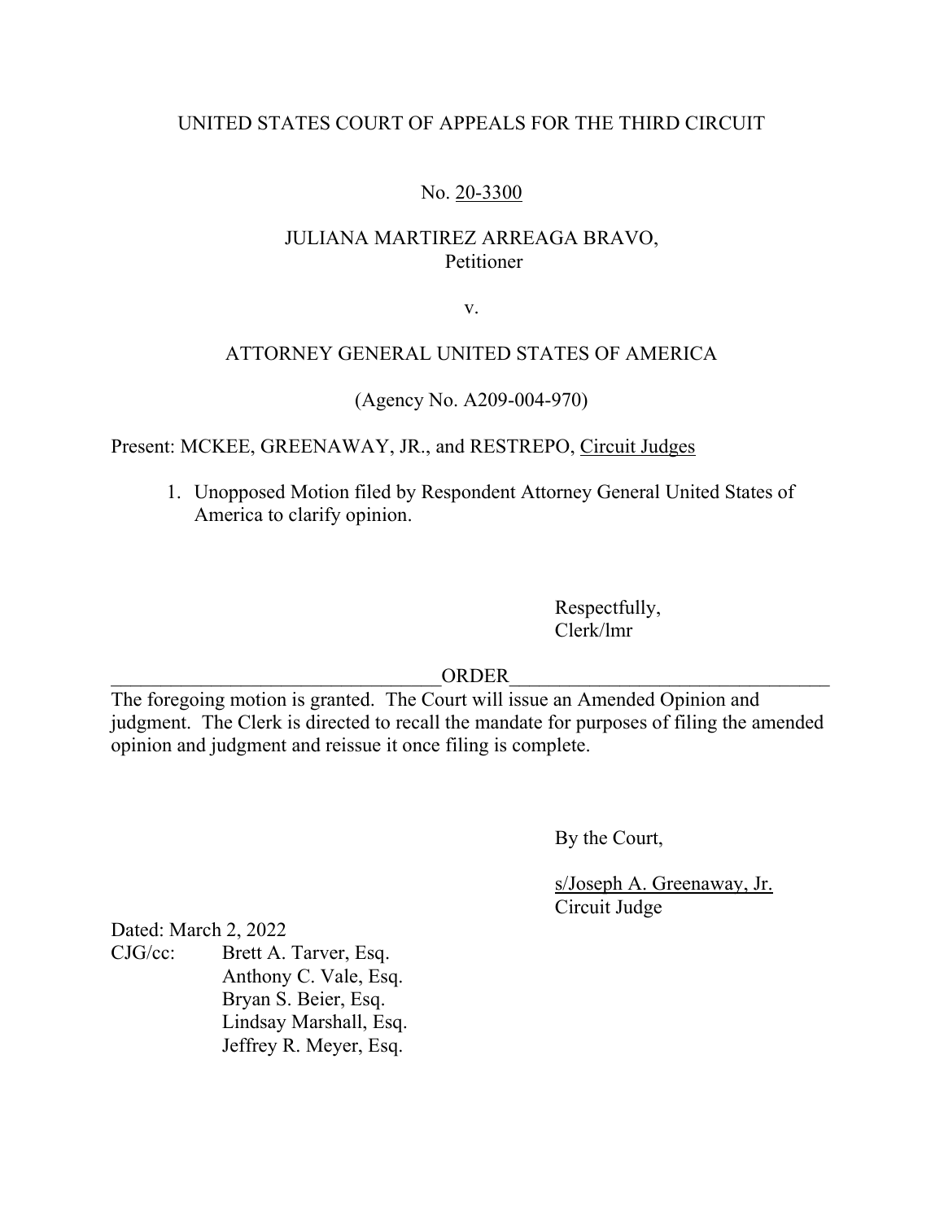UNITED STATES COURT OF APPEALS FOR THE THIRD CIRCUIT

No. 20-3300

JULIANA MARTIREZ ARREAGA BRAVO,
Petitioner

v.

ATTORNEY GENERAL UNITED STATES OF AMERICA

(Agency No. A209-004-970)

Present: MCKEE, GREENAWAY, JR., and RESTREPO, Circuit Judges

1. Unopposed Motion filed by Respondent Attorney General United States of America to clarify opinion.

Respectfully,
Clerk/lmr

ORDER

The foregoing motion is granted. The Court will issue an Amended Opinion and judgment. The Clerk is directed to recall the mandate for purposes of filing the amended opinion and judgment and reissue it once filing is complete.

By the Court,

s/Joseph A. Greenaway, Jr.
Circuit Judge

Dated: March 2, 2022

CJG/cc: Brett A. Tarver, Esq.
Anthony C. Vale, Esq.
Bryan S. Beier, Esq.
Lindsay Marshall, Esq.
Jeffrey R. Meyer, Esq.